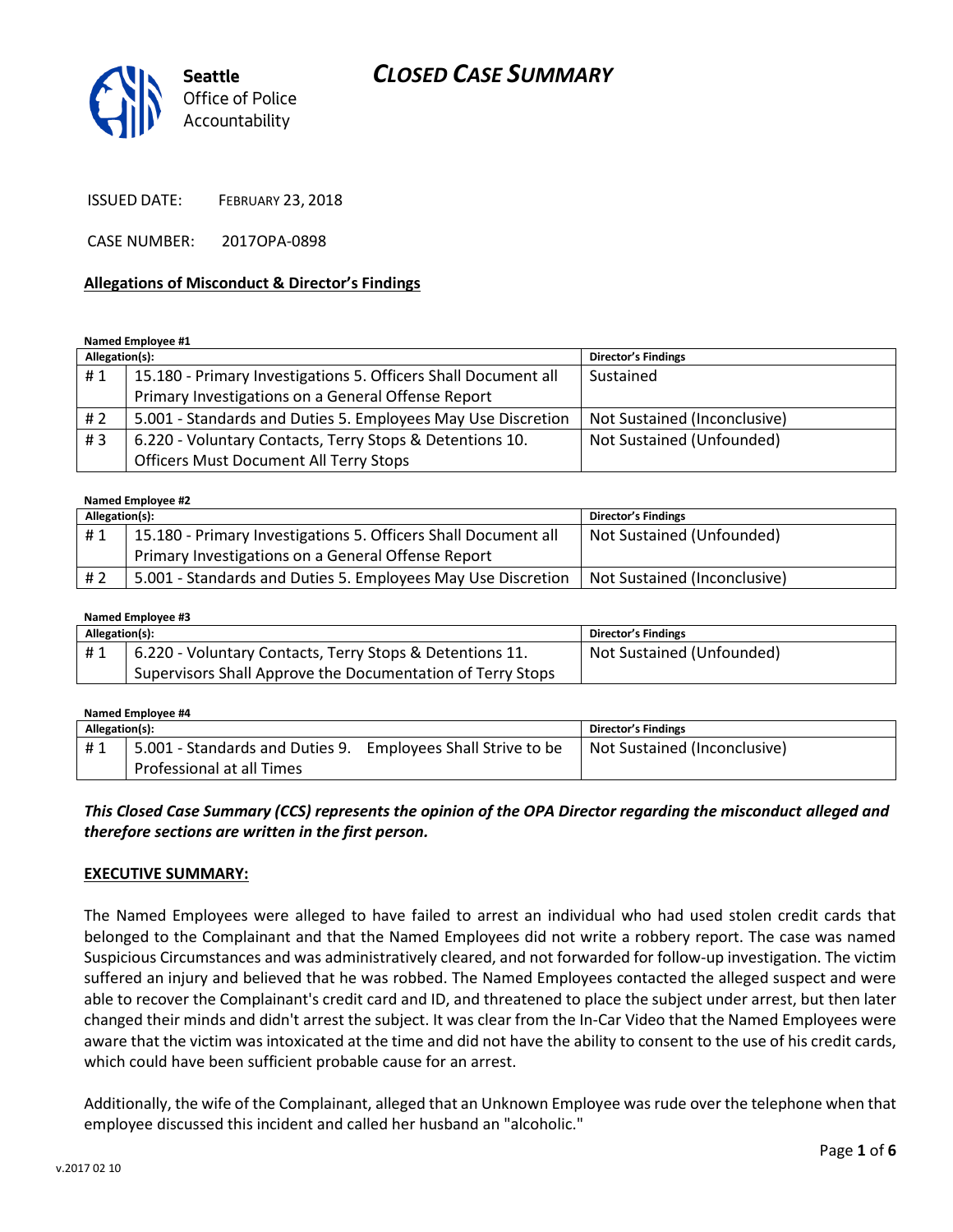Seattle Office of Police Accountability

# CLOSED CASE SUMMARY

ISSUED DATE: FEBRUARY 23, 2018

CASE NUMBER: 2017OPA-0898

## Allegations of Misconduct & Director's Findings

**Named Employee #1**

| Allegation(s): | | Director's Findings |
|---|---|---|
| # 1 | 15.180 - Primary Investigations 5. Officers Shall Document all Primary Investigations on a General Offense Report | Sustained |
| # 2 | 5.001 - Standards and Duties 5. Employees May Use Discretion | Not Sustained (Inconclusive) |
| # 3 | 6.220 - Voluntary Contacts, Terry Stops & Detentions 10. Officers Must Document All Terry Stops | Not Sustained (Unfounded) |

**Named Employee #2**

| Allegation(s): | | Director's Findings |
|---|---|---|
| # 1 | 15.180 - Primary Investigations 5. Officers Shall Document all Primary Investigations on a General Offense Report | Not Sustained (Unfounded) |
| # 2 | 5.001 - Standards and Duties 5. Employees May Use Discretion | Not Sustained (Inconclusive) |

**Named Employee #3**

| Allegation(s): | | Director's Findings |
|---|---|---|
| # 1 | 6.220 - Voluntary Contacts, Terry Stops & Detentions 11. Supervisors Shall Approve the Documentation of Terry Stops | Not Sustained (Unfounded) |

**Named Employee #4**

| Allegation(s): | | Director's Findings |
|---|---|---|
| # 1 | 5.001 - Standards and Duties 9. Employees Shall Strive to be Professional at all Times | Not Sustained (Inconclusive) |

***This Closed Case Summary (CCS) represents the opinion of the OPA Director regarding the misconduct alleged and therefore sections are written in the first person.***

## EXECUTIVE SUMMARY:

The Named Employees were alleged to have failed to arrest an individual who had used stolen credit cards that belonged to the Complainant and that the Named Employees did not write a robbery report. The case was named Suspicious Circumstances and was administratively cleared, and not forwarded for follow-up investigation. The victim suffered an injury and believed that he was robbed. The Named Employees contacted the alleged suspect and were able to recover the Complainant's credit card and ID, and threatened to place the subject under arrest, but then later changed their minds and didn't arrest the subject. It was clear from the In-Car Video that the Named Employees were aware that the victim was intoxicated at the time and did not have the ability to consent to the use of his credit cards, which could have been sufficient probable cause for an arrest.

Additionally, the wife of the Complainant, alleged that an Unknown Employee was rude over the telephone when that employee discussed this incident and called her husband an "alcoholic."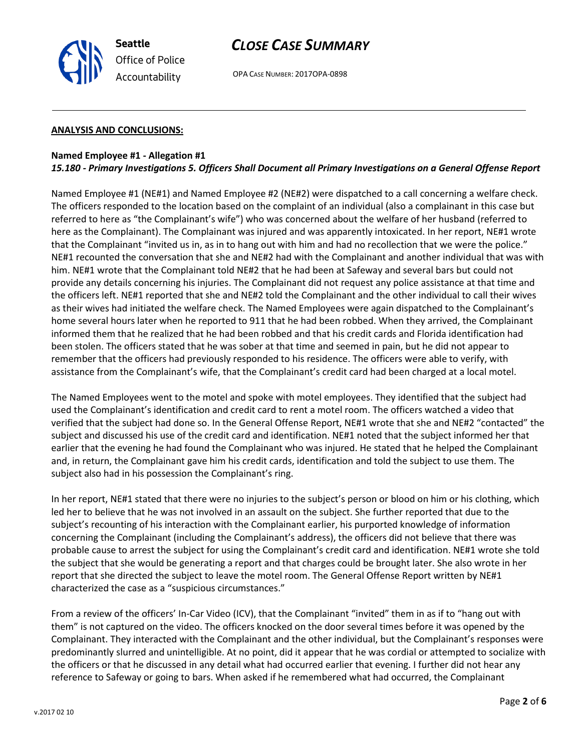## ANALYSIS AND CONCLUSIONS:

### Named Employee #1 - Allegation #1
### *15.180 - Primary Investigations 5. Officers Shall Document all Primary Investigations on a General Offense Report*

Named Employee #1 (NE#1) and Named Employee #2 (NE#2) were dispatched to a call concerning a welfare check. The officers responded to the location based on the complaint of an individual (also a complainant in this case but referred to here as "the Complainant's wife") who was concerned about the welfare of her husband (referred to here as the Complainant). The Complainant was injured and was apparently intoxicated. In her report, NE#1 wrote that the Complainant "invited us in, as in to hang out with him and had no recollection that we were the police." NE#1 recounted the conversation that she and NE#2 had with the Complainant and another individual that was with him. NE#1 wrote that the Complainant told NE#2 that he had been at Safeway and several bars but could not provide any details concerning his injuries. The Complainant did not request any police assistance at that time and the officers left. NE#1 reported that she and NE#2 told the Complainant and the other individual to call their wives as their wives had initiated the welfare check. The Named Employees were again dispatched to the Complainant's home several hours later when he reported to 911 that he had been robbed. When they arrived, the Complainant informed them that he realized that he had been robbed and that his credit cards and Florida identification had been stolen. The officers stated that he was sober at that time and seemed in pain, but he did not appear to remember that the officers had previously responded to his residence. The officers were able to verify, with assistance from the Complainant's wife, that the Complainant's credit card had been charged at a local motel.

The Named Employees went to the motel and spoke with motel employees. They identified that the subject had used the Complainant's identification and credit card to rent a motel room. The officers watched a video that verified that the subject had done so. In the General Offense Report, NE#1 wrote that she and NE#2 "contacted" the subject and discussed his use of the credit card and identification. NE#1 noted that the subject informed her that earlier that the evening he had found the Complainant who was injured. He stated that he helped the Complainant and, in return, the Complainant gave him his credit cards, identification and told the subject to use them. The subject also had in his possession the Complainant's ring.

In her report, NE#1 stated that there were no injuries to the subject's person or blood on him or his clothing, which led her to believe that he was not involved in an assault on the subject. She further reported that due to the subject's recounting of his interaction with the Complainant earlier, his purported knowledge of information concerning the Complainant (including the Complainant's address), the officers did not believe that there was probable cause to arrest the subject for using the Complainant's credit card and identification. NE#1 wrote she told the subject that she would be generating a report and that charges could be brought later. She also wrote in her report that she directed the subject to leave the motel room. The General Offense Report written by NE#1 characterized the case as a "suspicious circumstances."

From a review of the officers' In-Car Video (ICV), that the Complainant "invited" them in as if to "hang out with them" is not captured on the video. The officers knocked on the door several times before it was opened by the Complainant. They interacted with the Complainant and the other individual, but the Complainant's responses were predominantly slurred and unintelligible. At no point, did it appear that he was cordial or attempted to socialize with the officers or that he discussed in any detail what had occurred earlier that evening. I further did not hear any reference to Safeway or going to bars. When asked if he remembered what had occurred, the Complainant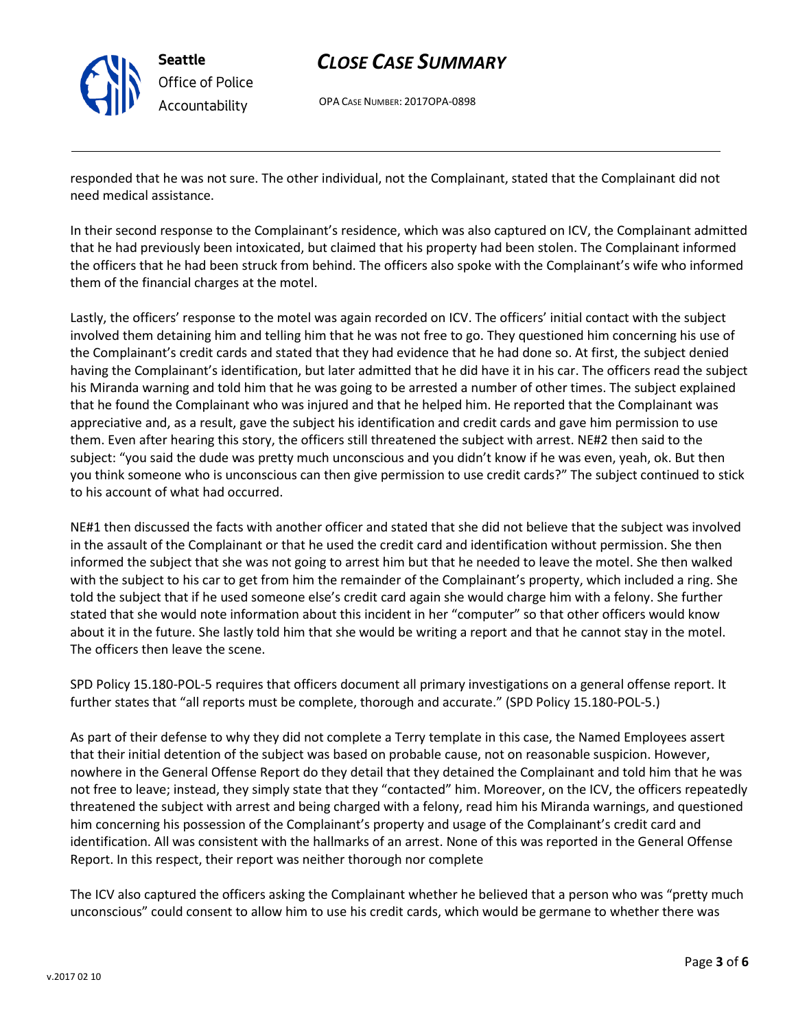responded that he was not sure. The other individual, not the Complainant, stated that the Complainant did not need medical assistance.

In their second response to the Complainant's residence, which was also captured on ICV, the Complainant admitted that he had previously been intoxicated, but claimed that his property had been stolen. The Complainant informed the officers that he had been struck from behind. The officers also spoke with the Complainant's wife who informed them of the financial charges at the motel.

Lastly, the officers' response to the motel was again recorded on ICV. The officers' initial contact with the subject involved them detaining him and telling him that he was not free to go. They questioned him concerning his use of the Complainant's credit cards and stated that they had evidence that he had done so. At first, the subject denied having the Complainant's identification, but later admitted that he did have it in his car. The officers read the subject his Miranda warning and told him that he was going to be arrested a number of other times. The subject explained that he found the Complainant who was injured and that he helped him. He reported that the Complainant was appreciative and, as a result, gave the subject his identification and credit cards and gave him permission to use them. Even after hearing this story, the officers still threatened the subject with arrest. NE#2 then said to the subject: "you said the dude was pretty much unconscious and you didn't know if he was even, yeah, ok. But then you think someone who is unconscious can then give permission to use credit cards?" The subject continued to stick to his account of what had occurred.

NE#1 then discussed the facts with another officer and stated that she did not believe that the subject was involved in the assault of the Complainant or that he used the credit card and identification without permission. She then informed the subject that she was not going to arrest him but that he needed to leave the motel. She then walked with the subject to his car to get from him the remainder of the Complainant's property, which included a ring. She told the subject that if he used someone else's credit card again she would charge him with a felony. She further stated that she would note information about this incident in her "computer" so that other officers would know about it in the future. She lastly told him that she would be writing a report and that he cannot stay in the motel. The officers then leave the scene.

SPD Policy 15.180-POL-5 requires that officers document all primary investigations on a general offense report. It further states that "all reports must be complete, thorough and accurate." (SPD Policy 15.180-POL-5.)

As part of their defense to why they did not complete a Terry template in this case, the Named Employees assert that their initial detention of the subject was based on probable cause, not on reasonable suspicion. However, nowhere in the General Offense Report do they detail that they detained the Complainant and told him that he was not free to leave; instead, they simply state that they "contacted" him. Moreover, on the ICV, the officers repeatedly threatened the subject with arrest and being charged with a felony, read him his Miranda warnings, and questioned him concerning his possession of the Complainant's property and usage of the Complainant's credit card and identification. All was consistent with the hallmarks of an arrest. None of this was reported in the General Offense Report. In this respect, their report was neither thorough nor complete

The ICV also captured the officers asking the Complainant whether he believed that a person who was "pretty much unconscious" could consent to allow him to use his credit cards, which would be germane to whether there was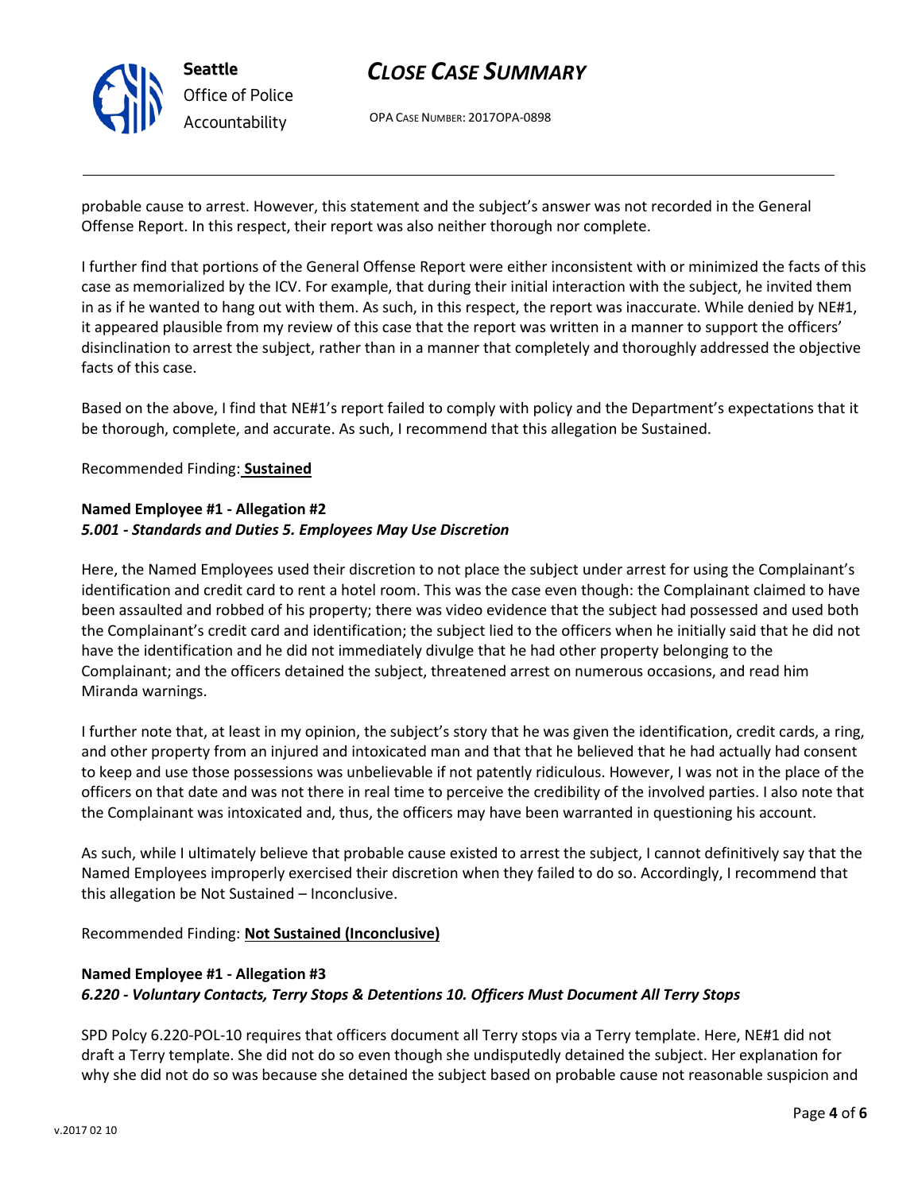probable cause to arrest. However, this statement and the subject's answer was not recorded in the General Offense Report. In this respect, their report was also neither thorough nor complete.

I further find that portions of the General Offense Report were either inconsistent with or minimized the facts of this case as memorialized by the ICV. For example, that during their initial interaction with the subject, he invited them in as if he wanted to hang out with them. As such, in this respect, the report was inaccurate. While denied by NE#1, it appeared plausible from my review of this case that the report was written in a manner to support the officers' disinclination to arrest the subject, rather than in a manner that completely and thoroughly addressed the objective facts of this case.

Based on the above, I find that NE#1's report failed to comply with policy and the Department's expectations that it be thorough, complete, and accurate. As such, I recommend that this allegation be Sustained.

Recommended Finding: **Sustained**

**Named Employee #1 - Allegation #2**
***5.001 - Standards and Duties 5. Employees May Use Discretion***

Here, the Named Employees used their discretion to not place the subject under arrest for using the Complainant's identification and credit card to rent a hotel room. This was the case even though: the Complainant claimed to have been assaulted and robbed of his property; there was video evidence that the subject had possessed and used both the Complainant's credit card and identification; the subject lied to the officers when he initially said that he did not have the identification and he did not immediately divulge that he had other property belonging to the Complainant; and the officers detained the subject, threatened arrest on numerous occasions, and read him Miranda warnings.

I further note that, at least in my opinion, the subject's story that he was given the identification, credit cards, a ring, and other property from an injured and intoxicated man and that that he believed that he had actually had consent to keep and use those possessions was unbelievable if not patently ridiculous. However, I was not in the place of the officers on that date and was not there in real time to perceive the credibility of the involved parties. I also note that the Complainant was intoxicated and, thus, the officers may have been warranted in questioning his account.

As such, while I ultimately believe that probable cause existed to arrest the subject, I cannot definitively say that the Named Employees improperly exercised their discretion when they failed to do so. Accordingly, I recommend that this allegation be Not Sustained – Inconclusive.

Recommended Finding: **Not Sustained (Inconclusive)**

**Named Employee #1 - Allegation #3**
***6.220 - Voluntary Contacts, Terry Stops & Detentions 10. Officers Must Document All Terry Stops***

SPD Polcy 6.220-POL-10 requires that officers document all Terry stops via a Terry template. Here, NE#1 did not draft a Terry template. She did not do so even though she undisputedly detained the subject. Her explanation for why she did not do so was because she detained the subject based on probable cause not reasonable suspicion and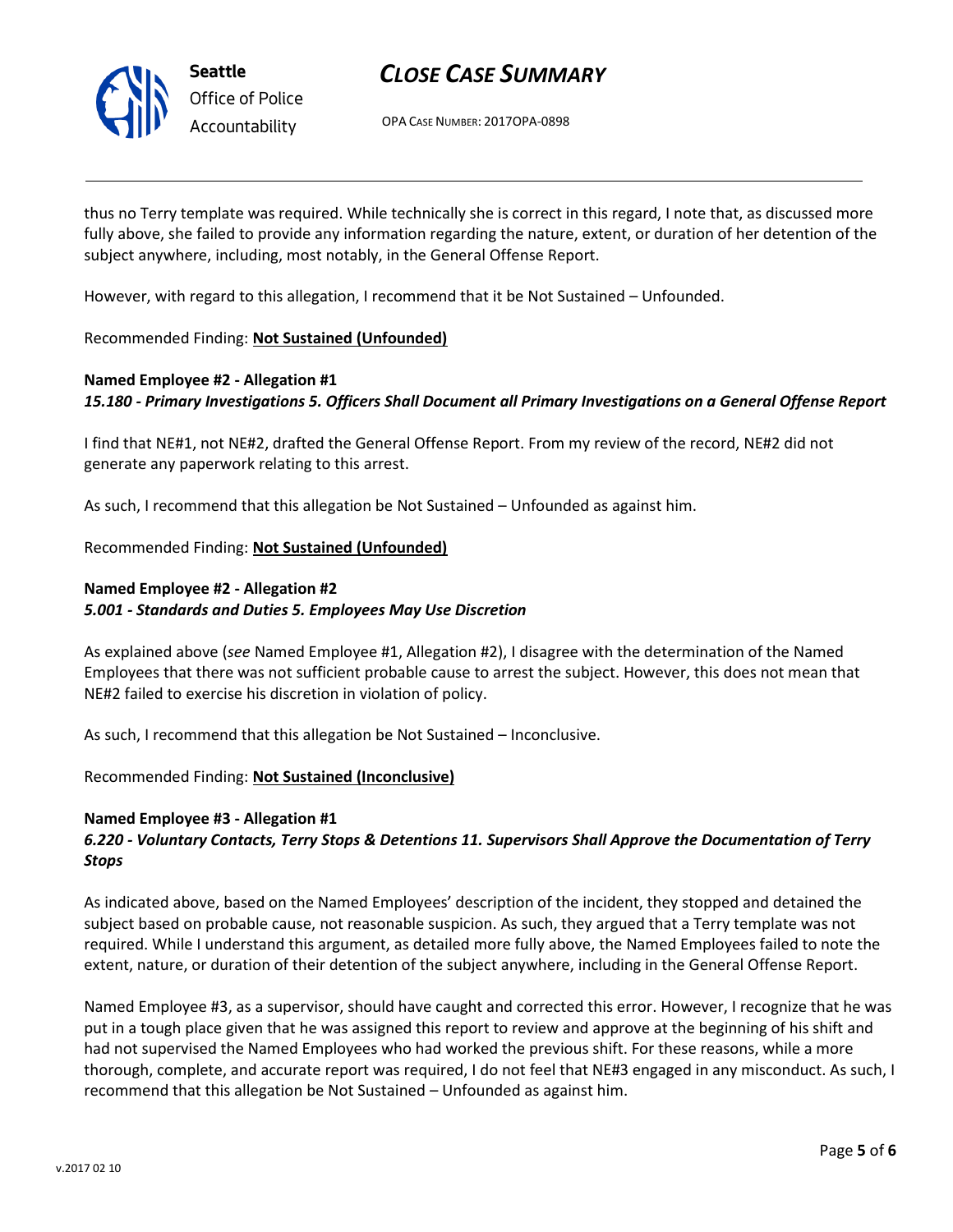thus no Terry template was required. While technically she is correct in this regard, I note that, as discussed more fully above, she failed to provide any information regarding the nature, extent, or duration of her detention of the subject anywhere, including, most notably, in the General Offense Report.

However, with regard to this allegation, I recommend that it be Not Sustained – Unfounded.

Recommended Finding: **Not Sustained (Unfounded)**

**Named Employee #2 - Allegation #1**
***15.180 - Primary Investigations 5. Officers Shall Document all Primary Investigations on a General Offense Report***

I find that NE#1, not NE#2, drafted the General Offense Report. From my review of the record, NE#2 did not generate any paperwork relating to this arrest.

As such, I recommend that this allegation be Not Sustained – Unfounded as against him.

Recommended Finding: **Not Sustained (Unfounded)**

**Named Employee #2 - Allegation #2**
***5.001 - Standards and Duties 5. Employees May Use Discretion***

As explained above (*see* Named Employee #1, Allegation #2), I disagree with the determination of the Named Employees that there was not sufficient probable cause to arrest the subject. However, this does not mean that NE#2 failed to exercise his discretion in violation of policy.

As such, I recommend that this allegation be Not Sustained – Inconclusive.

Recommended Finding: **Not Sustained (Inconclusive)**

**Named Employee #3 - Allegation #1**
***6.220 - Voluntary Contacts, Terry Stops & Detentions 11. Supervisors Shall Approve the Documentation of Terry Stops***

As indicated above, based on the Named Employees' description of the incident, they stopped and detained the subject based on probable cause, not reasonable suspicion. As such, they argued that a Terry template was not required. While I understand this argument, as detailed more fully above, the Named Employees failed to note the extent, nature, or duration of their detention of the subject anywhere, including in the General Offense Report.

Named Employee #3, as a supervisor, should have caught and corrected this error. However, I recognize that he was put in a tough place given that he was assigned this report to review and approve at the beginning of his shift and had not supervised the Named Employees who had worked the previous shift. For these reasons, while a more thorough, complete, and accurate report was required, I do not feel that NE#3 engaged in any misconduct. As such, I recommend that this allegation be Not Sustained – Unfounded as against him.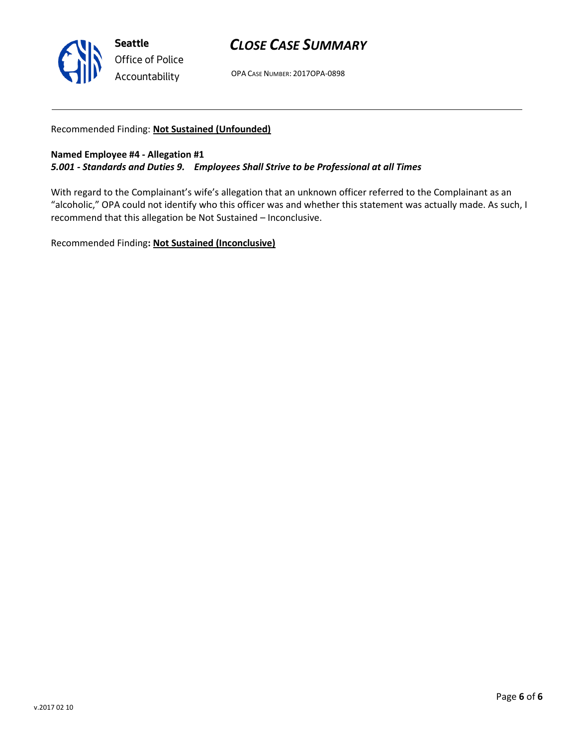Recommended Finding: **Not Sustained (Unfounded)**

**Named Employee #4 - Allegation #1**
***5.001 - Standards and Duties 9. Employees Shall Strive to be Professional at all Times***

With regard to the Complainant's wife's allegation that an unknown officer referred to the Complainant as an "alcoholic," OPA could not identify who this officer was and whether this statement was actually made. As such, I recommend that this allegation be Not Sustained – Inconclusive.

Recommended Finding**: Not Sustained (Inconclusive)**